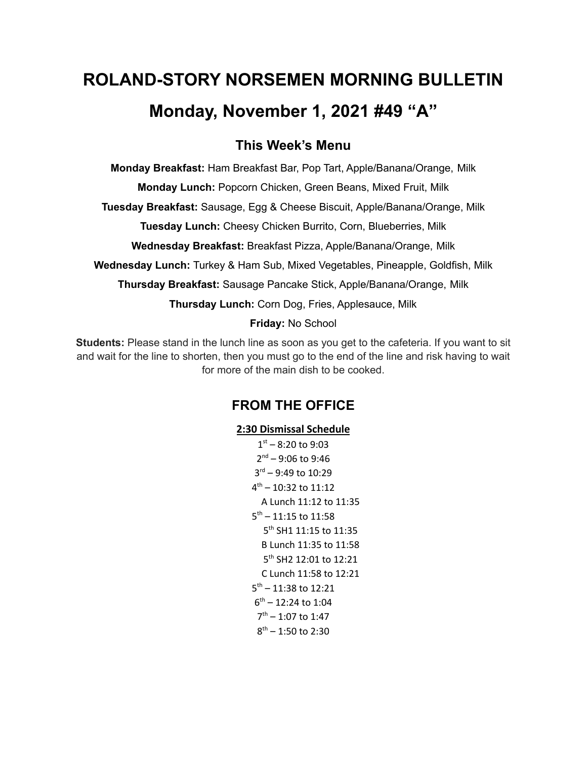# ROLAND-STORY NORSEMEN MORNING BULLETIN

# Monday, November 1, 2021 #49 "A"

## This Week's Menu

**Monday Breakfast:** Ham Breakfast Bar, Pop Tart, Apple/Banana/Orange, Milk

**Monday Lunch:** Popcorn Chicken, Green Beans, Mixed Fruit, Milk

**Tuesday Breakfast:** Sausage, Egg & Cheese Biscuit, Apple/Banana/Orange, Milk

**Tuesday Lunch:** Cheesy Chicken Burrito, Corn, Blueberries, Milk

**Wednesday Breakfast:** Breakfast Pizza, Apple/Banana/Orange, Milk

**Wednesday Lunch:** Turkey & Ham Sub, Mixed Vegetables, Pineapple, Goldfish, Milk

**Thursday Breakfast:** Sausage Pancake Stick, Apple/Banana/Orange, Milk

**Thursday Lunch:** Corn Dog, Fries, Applesauce, Milk

**Friday:** No School

**Students:** Please stand in the lunch line as soon as you get to the cafeteria. If you want to sit and wait for the line to shorten, then you must go to the end of the line and risk having to wait for more of the main dish to be cooked.

## FROM THE OFFICE

**2:30 Dismissal Schedule**

1st – 8:20 to 9:03
2nd – 9:06 to 9:46
3rd – 9:49 to 10:29
4th – 10:32 to 11:12
A Lunch 11:12 to 11:35
5th – 11:15 to 11:58
5th SH1 11:15 to 11:35
B Lunch 11:35 to 11:58
5th SH2 12:01 to 12:21
C Lunch 11:58 to 12:21
5th – 11:38 to 12:21
6th – 12:24 to 1:04
7th – 1:07 to 1:47
8th – 1:50 to 2:30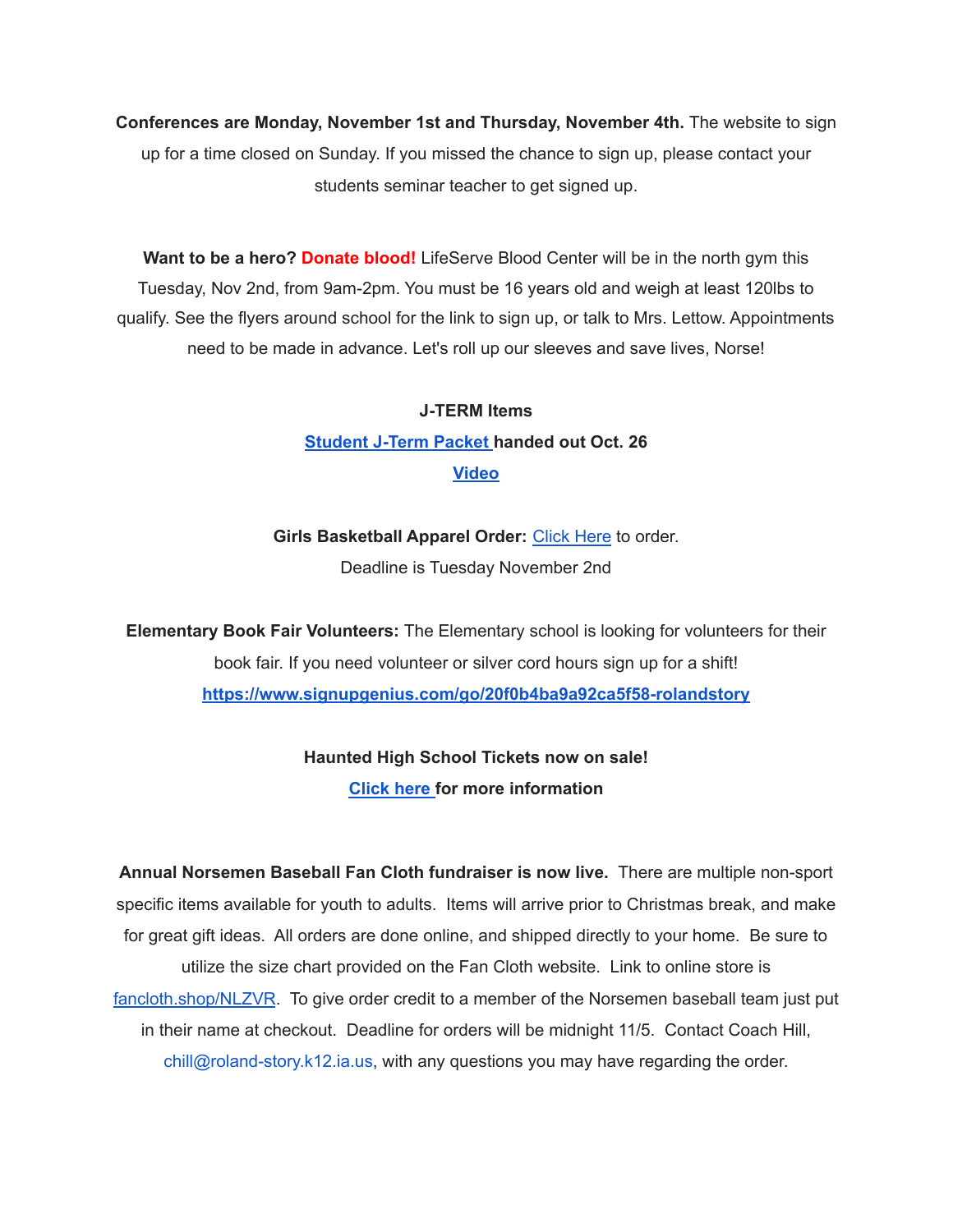**Conferences are Monday, November 1st and Thursday, November 4th.** The website to sign up for a time closed on Sunday. If you missed the chance to sign up, please contact your students seminar teacher to get signed up.

**Want to be a hero? Donate blood!** LifeServe Blood Center will be in the north gym this Tuesday, Nov 2nd, from 9am-2pm. You must be 16 years old and weigh at least 120lbs to qualify. See the flyers around school for the link to sign up, or talk to Mrs. Lettow. Appointments need to be made in advance. Let's roll up our sleeves and save lives, Norse!

**J-TERM Items**

**Student J-Term Packet handed out Oct. 26**

**Video**

**Girls Basketball Apparel Order:** Click Here to order.

Deadline is Tuesday November 2nd

**Elementary Book Fair Volunteers:** The Elementary school is looking for volunteers for their book fair. If you need volunteer or silver cord hours sign up for a shift!

**https://www.signupgenius.com/go/20f0b4ba9a92ca5f58-rolandstory**

**Haunted High School Tickets now on sale!**

**Click here for more information**

**Annual Norsemen Baseball Fan Cloth fundraiser is now live.** There are multiple non-sport specific items available for youth to adults. Items will arrive prior to Christmas break, and make for great gift ideas. All orders are done online, and shipped directly to your home. Be sure to utilize the size chart provided on the Fan Cloth website. Link to online store is fancloth.shop/NLZVR. To give order credit to a member of the Norsemen baseball team just put in their name at checkout. Deadline for orders will be midnight 11/5. Contact Coach Hill, chill@roland-story.k12.ia.us, with any questions you may have regarding the order.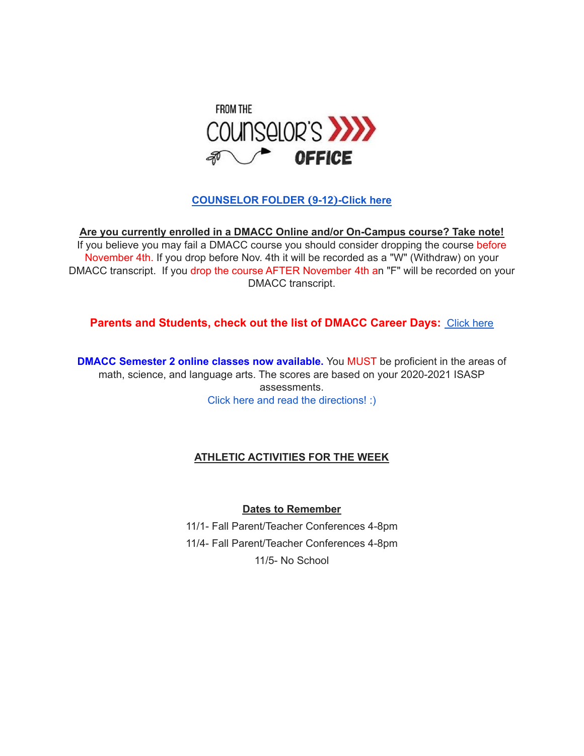FROM THE COUNSELOR'S OFFICE

**COUNSELOR FOLDER (9-12)-Click here**

**Are you currently enrolled in a DMACC Online and/or On-Campus course? Take note!**

If you believe you may fail a DMACC course you should consider dropping the course before November 4th. If you drop before Nov. 4th it will be recorded as a "W" (Withdraw) on your DMACC transcript. If you drop the course AFTER November 4th an "F" will be recorded on your DMACC transcript.

**Parents and Students, check out the list of DMACC Career Days:** Click here

**DMACC Semester 2 online classes now available.** You MUST be proficient in the areas of math, science, and language arts. The scores are based on your 2020-2021 ISASP assessments.

Click here and read the directions! :)

**ATHLETIC ACTIVITIES FOR THE WEEK**

**Dates to Remember**

11/1- Fall Parent/Teacher Conferences 4-8pm

11/4- Fall Parent/Teacher Conferences 4-8pm

11/5- No School